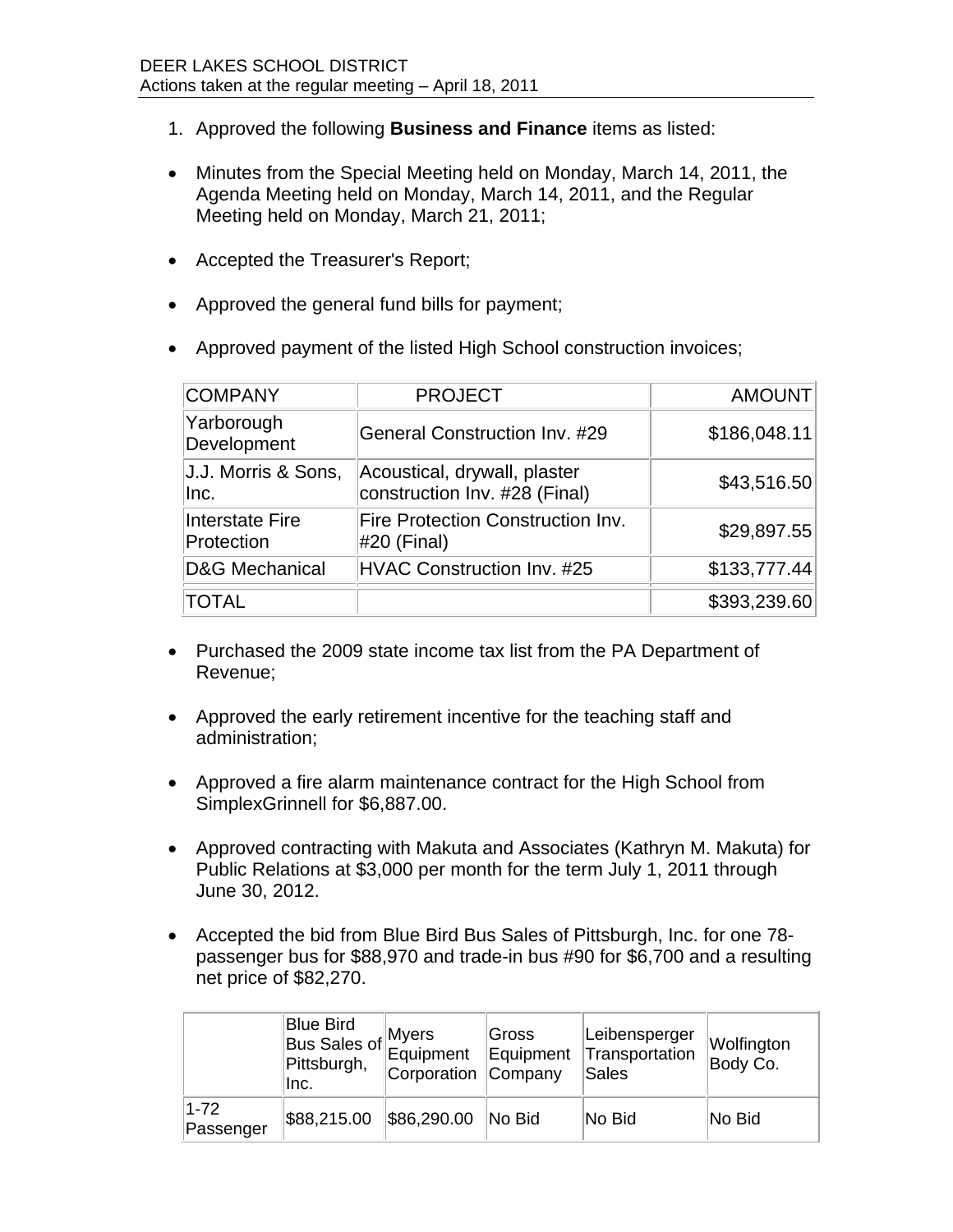DEER LAKES SCHOOL DISTRICT
Actions taken at the regular meeting – April 18, 2011

1. Approved the following **Business and Finance** items as listed:

- Minutes from the Special Meeting held on Monday, March 14, 2011, the Agenda Meeting held on Monday, March 14, 2011, and the Regular Meeting held on Monday, March 21, 2011;

- Accepted the Treasurer's Report;

- Approved the general fund bills for payment;

- Approved payment of the listed High School construction invoices;

| COMPANY | PROJECT | AMOUNT |
| --- | --- | --- |
| Yarborough Development | General Construction Inv. #29 | $186,048.11 |
| J.J. Morris & Sons, Inc. | Acoustical, drywall, plaster construction Inv. #28 (Final) | $43,516.50 |
| Interstate Fire Protection | Fire Protection Construction Inv. #20 (Final) | $29,897.55 |
| D&G Mechanical | HVAC Construction Inv. #25 | $133,777.44 |
| TOTAL | | $393,239.60 |

- Purchased the 2009 state income tax list from the PA Department of Revenue;

- Approved the early retirement incentive for the teaching staff and administration;

- Approved a fire alarm maintenance contract for the High School from SimplexGrinnell for $6,887.00.

- Approved contracting with Makuta and Associates (Kathryn M. Makuta) for Public Relations at $3,000 per month for the term July 1, 2011 through June 30, 2012.

- Accepted the bid from Blue Bird Bus Sales of Pittsburgh, Inc. for one 78-passenger bus for $88,970 and trade-in bus #90 for $6,700 and a resulting net price of $82,270.

| | Blue Bird Bus Sales of Pittsburgh, Inc. | Myers Equipment Corporation | Gross Equipment Company | Leibensperger Transportation Sales | Wolfington Body Co. |
| --- | --- | --- | --- | --- | --- |
| 1-72 Passenger | $88,215.00 | $86,290.00 | No Bid | No Bid | No Bid |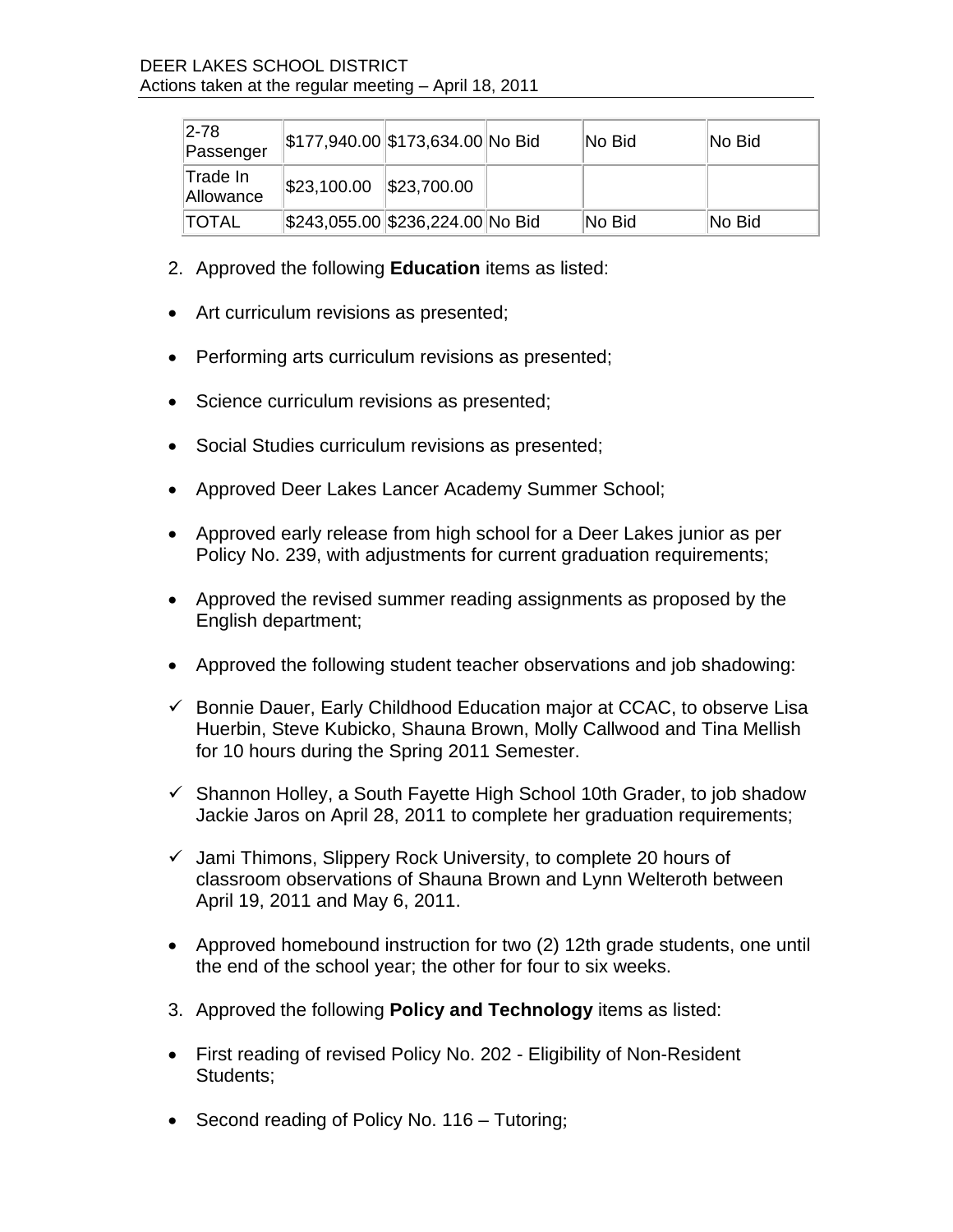| 2-78 Passenger | $177,940.00 | $173,634.00 | No Bid | No Bid | No Bid |
|---|---|---|---|---|---|
| Trade In Allowance | $23,100.00 | $23,700.00 | | | |
| TOTAL | $243,055.00 | $236,224.00 | No Bid | No Bid | No Bid |

2. Approved the following **Education** items as listed:

- Art curriculum revisions as presented;
- Performing arts curriculum revisions as presented;
- Science curriculum revisions as presented;
- Social Studies curriculum revisions as presented;
- Approved Deer Lakes Lancer Academy Summer School;
- Approved early release from high school for a Deer Lakes junior as per Policy No. 239, with adjustments for current graduation requirements;
- Approved the revised summer reading assignments as proposed by the English department;
- Approved the following student teacher observations and job shadowing:

✓ Bonnie Dauer, Early Childhood Education major at CCAC, to observe Lisa Huerbin, Steve Kubicko, Shauna Brown, Molly Callwood and Tina Mellish for 10 hours during the Spring 2011 Semester.

✓ Shannon Holley, a South Fayette High School 10th Grader, to job shadow Jackie Jaros on April 28, 2011 to complete her graduation requirements;

✓ Jami Thimons, Slippery Rock University, to complete 20 hours of classroom observations of Shauna Brown and Lynn Welteroth between April 19, 2011 and May 6, 2011.

- Approved homebound instruction for two (2) 12th grade students, one until the end of the school year; the other for four to six weeks.

3. Approved the following **Policy and Technology** items as listed:

- First reading of revised Policy No. 202 - Eligibility of Non-Resident Students;
- Second reading of Policy No. 116 – Tutoring;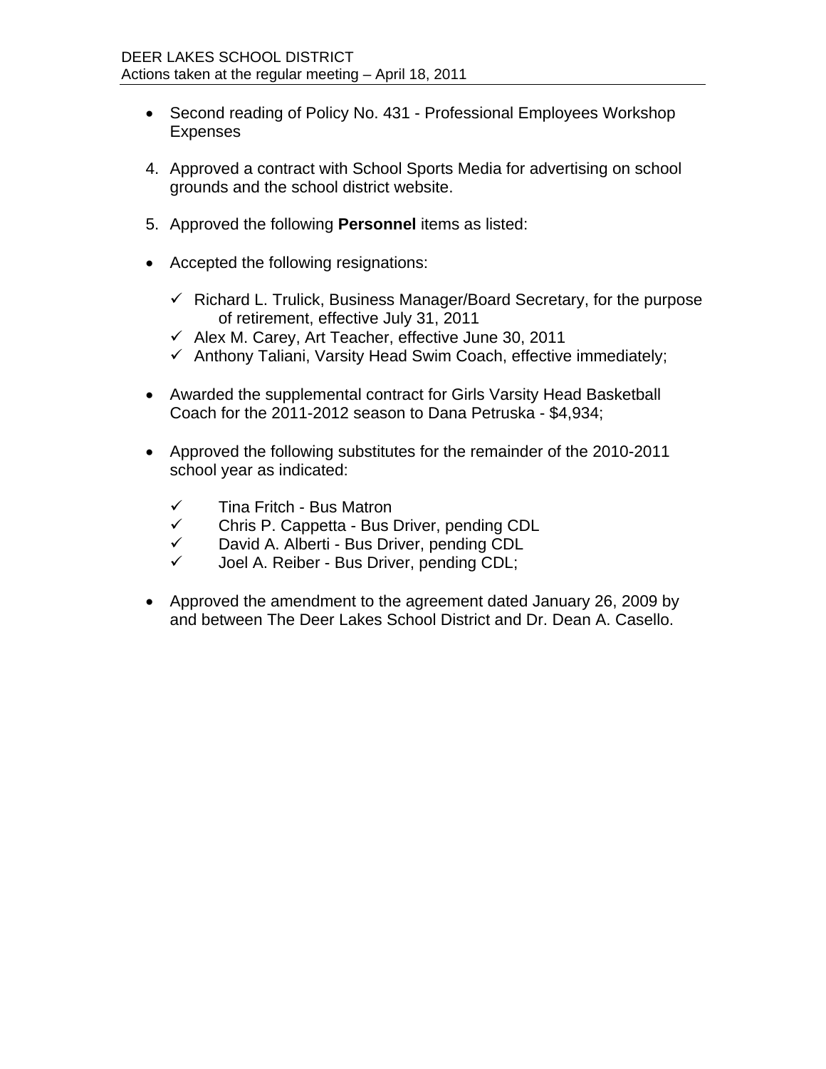- Second reading of Policy No. 431 - Professional Employees Workshop Expenses

4. Approved a contract with School Sports Media for advertising on school grounds and the school district website.

5. Approved the following **Personnel** items as listed:

- Accepted the following resignations:

  - ✓ Richard L. Trulick, Business Manager/Board Secretary, for the purpose of retirement, effective July 31, 2011
  - ✓ Alex M. Carey, Art Teacher, effective June 30, 2011
  - ✓ Anthony Taliani, Varsity Head Swim Coach, effective immediately;

- Awarded the supplemental contract for Girls Varsity Head Basketball Coach for the 2011-2012 season to Dana Petruska - $4,934;

- Approved the following substitutes for the remainder of the 2010-2011 school year as indicated:

  - ✓ Tina Fritch - Bus Matron
  - ✓ Chris P. Cappetta - Bus Driver, pending CDL
  - ✓ David A. Alberti - Bus Driver, pending CDL
  - ✓ Joel A. Reiber - Bus Driver, pending CDL;

- Approved the amendment to the agreement dated January 26, 2009 by and between The Deer Lakes School District and Dr. Dean A. Casello.